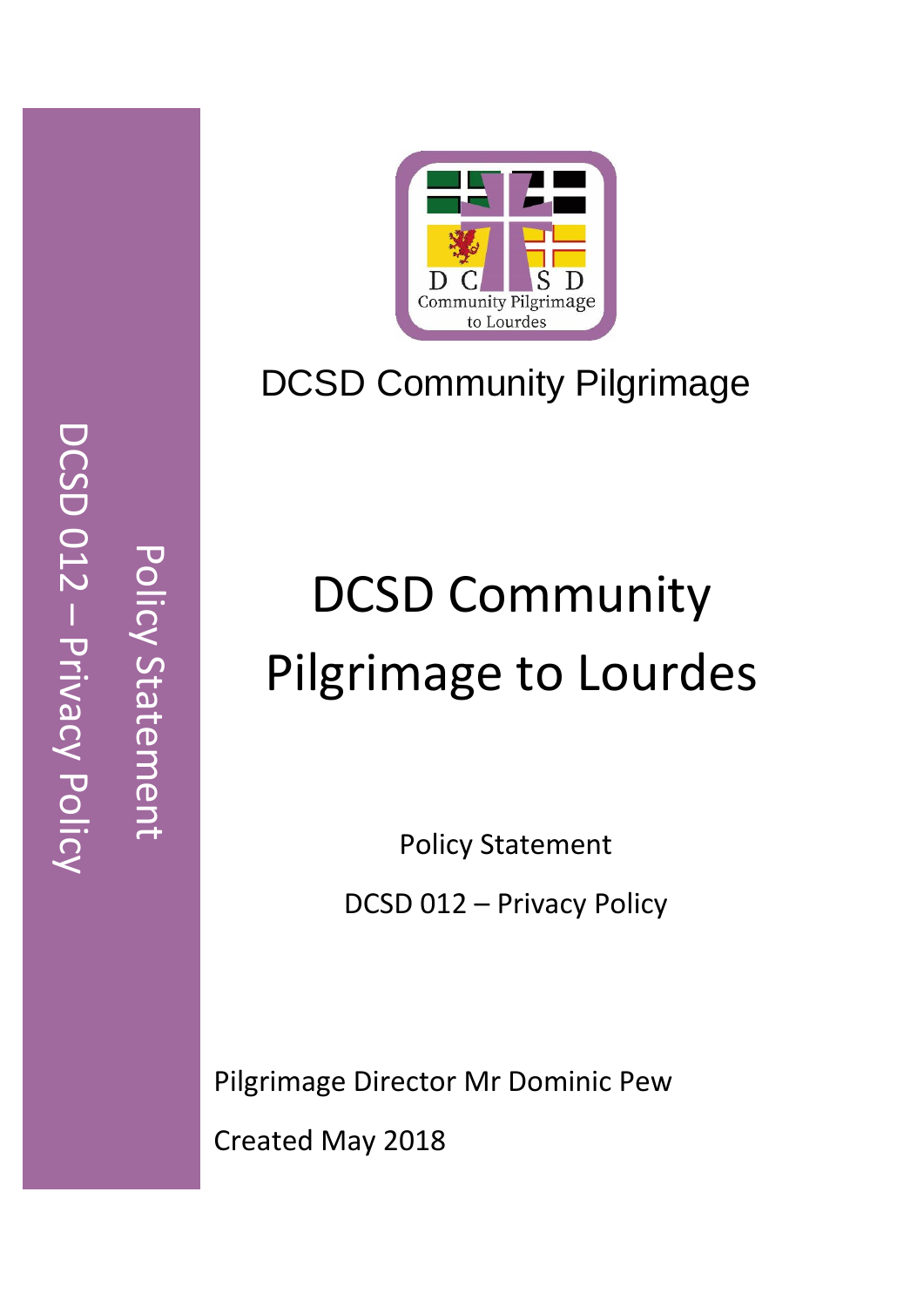DCSD Community Pilgrimage

# DCSD Community Pilgrimage to Lourdes

Policy Statement

DCSD 012 – Privacy Policy

Pilgrimage Director Mr Dominic Pew

Created May 2018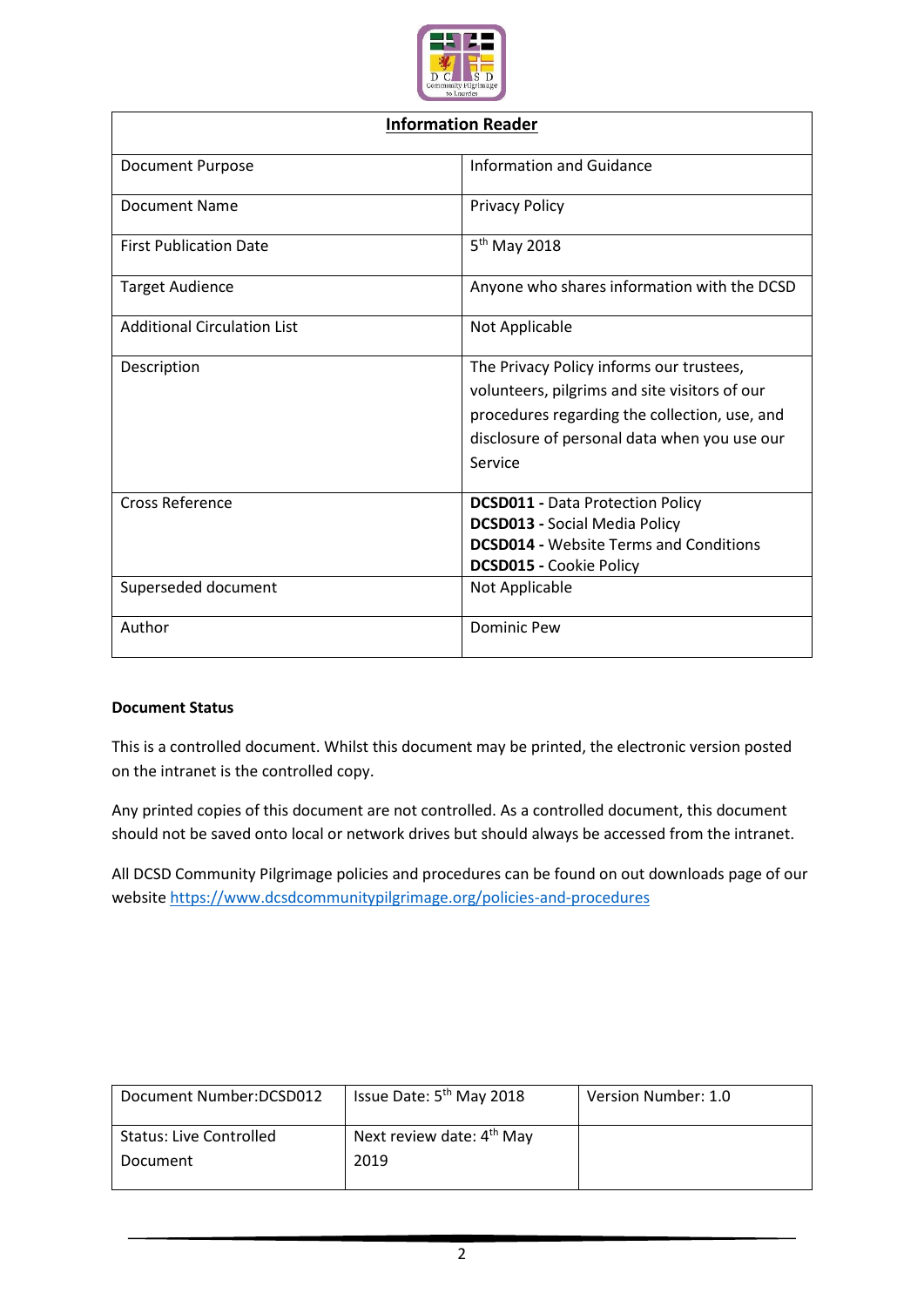| Information Reader | |
|---|---|
| Document Purpose | Information and Guidance |
| Document Name | Privacy Policy |
| First Publication Date | 5th May 2018 |
| Target Audience | Anyone who shares information with the DCSD |
| Additional Circulation List | Not Applicable |
| Description | The Privacy Policy informs our trustees, volunteers, pilgrims and site visitors of our procedures regarding the collection, use, and disclosure of personal data when you use our Service |
| Cross Reference | **DCSD011 -** Data Protection Policy<br>**DCSD013 -** Social Media Policy<br>**DCSD014 -** Website Terms and Conditions<br>**DCSD015 -** Cookie Policy |
| Superseded document | Not Applicable |
| Author | Dominic Pew |

**Document Status**

This is a controlled document. Whilst this document may be printed, the electronic version posted on the intranet is the controlled copy.

Any printed copies of this document are not controlled. As a controlled document, this document should not be saved onto local or network drives but should always be accessed from the intranet.

All DCSD Community Pilgrimage policies and procedures can be found on out downloads page of our website https://www.dcsdcommunitypilgrimage.org/policies-and-procedures

| Document Number:DCSD012 | Issue Date: 5th May 2018 | Version Number: 1.0 |
|---|---|---|
| Status: Live Controlled Document | Next review date: 4th May 2019 | |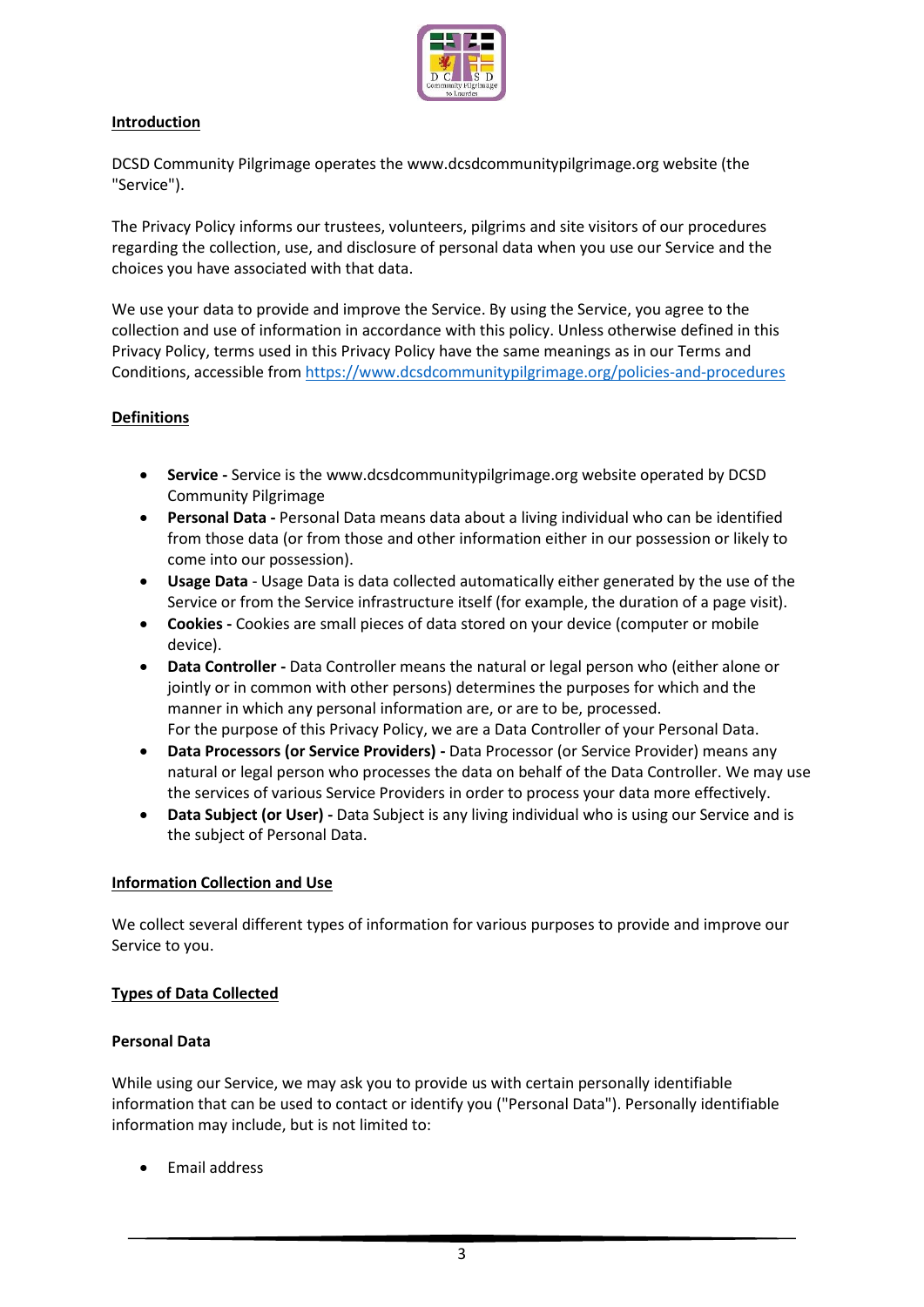## Introduction

DCSD Community Pilgrimage operates the www.dcsdcommunitypilgrimage.org website (the "Service").

The Privacy Policy informs our trustees, volunteers, pilgrims and site visitors of our procedures regarding the collection, use, and disclosure of personal data when you use our Service and the choices you have associated with that data.

We use your data to provide and improve the Service. By using the Service, you agree to the collection and use of information in accordance with this policy. Unless otherwise defined in this Privacy Policy, terms used in this Privacy Policy have the same meanings as in our Terms and Conditions, accessible from https://www.dcsdcommunitypilgrimage.org/policies-and-procedures

## Definitions

- **Service -** Service is the www.dcsdcommunitypilgrimage.org website operated by DCSD Community Pilgrimage
- **Personal Data -** Personal Data means data about a living individual who can be identified from those data (or from those and other information either in our possession or likely to come into our possession).
- **Usage Data** - Usage Data is data collected automatically either generated by the use of the Service or from the Service infrastructure itself (for example, the duration of a page visit).
- **Cookies -** Cookies are small pieces of data stored on your device (computer or mobile device).
- **Data Controller -** Data Controller means the natural or legal person who (either alone or jointly or in common with other persons) determines the purposes for which and the manner in which any personal information are, or are to be, processed.
  For the purpose of this Privacy Policy, we are a Data Controller of your Personal Data.
- **Data Processors (or Service Providers) -** Data Processor (or Service Provider) means any natural or legal person who processes the data on behalf of the Data Controller. We may use the services of various Service Providers in order to process your data more effectively.
- **Data Subject (or User) -** Data Subject is any living individual who is using our Service and is the subject of Personal Data.

## Information Collection and Use

We collect several different types of information for various purposes to provide and improve our Service to you.

## Types of Data Collected

### Personal Data

While using our Service, we may ask you to provide us with certain personally identifiable information that can be used to contact or identify you ("Personal Data"). Personally identifiable information may include, but is not limited to:

- Email address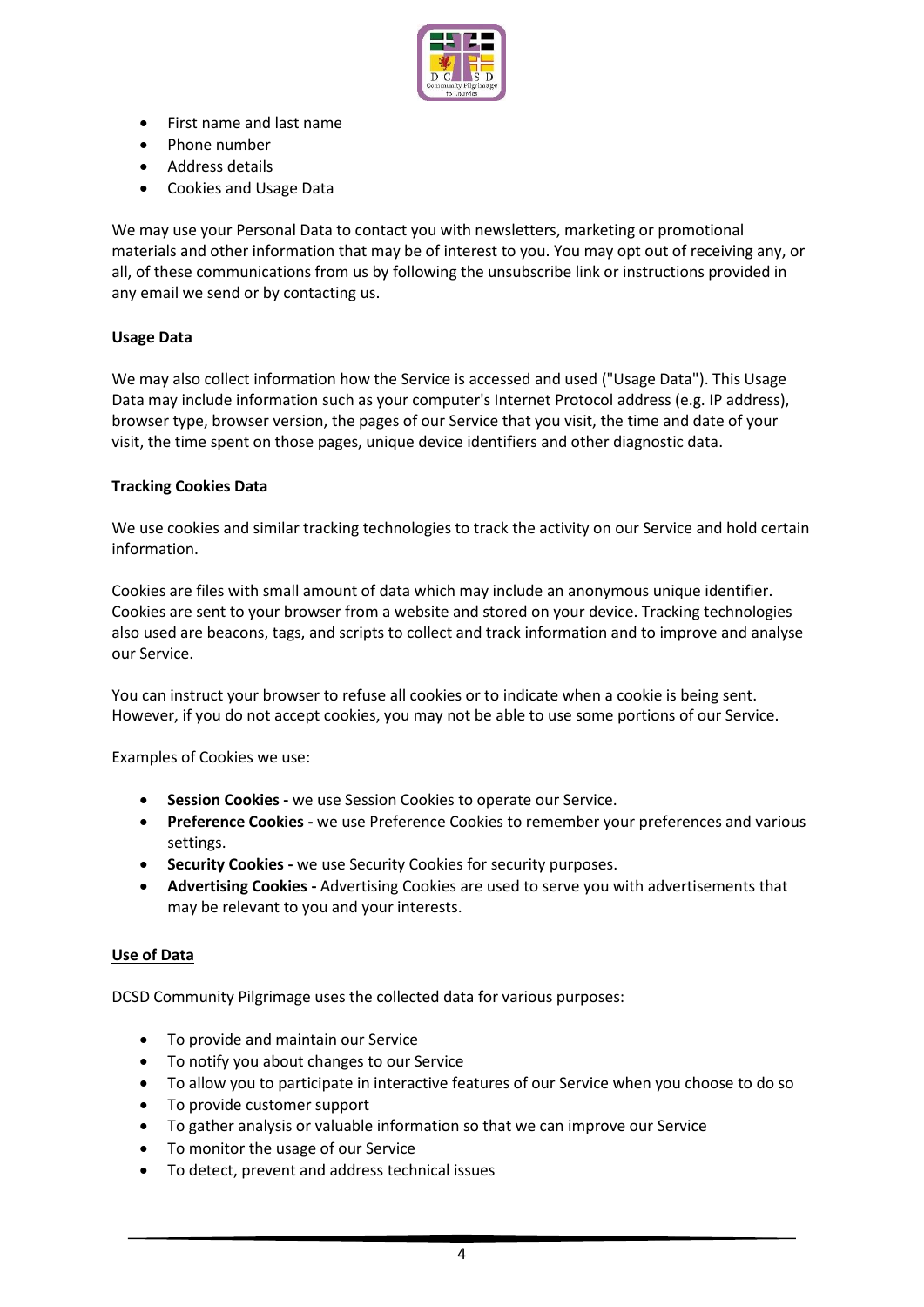- First name and last name
- Phone number
- Address details
- Cookies and Usage Data

We may use your Personal Data to contact you with newsletters, marketing or promotional materials and other information that may be of interest to you. You may opt out of receiving any, or all, of these communications from us by following the unsubscribe link or instructions provided in any email we send or by contacting us.

**Usage Data**

We may also collect information how the Service is accessed and used ("Usage Data"). This Usage Data may include information such as your computer's Internet Protocol address (e.g. IP address), browser type, browser version, the pages of our Service that you visit, the time and date of your visit, the time spent on those pages, unique device identifiers and other diagnostic data.

**Tracking Cookies Data**

We use cookies and similar tracking technologies to track the activity on our Service and hold certain information.

Cookies are files with small amount of data which may include an anonymous unique identifier. Cookies are sent to your browser from a website and stored on your device. Tracking technologies also used are beacons, tags, and scripts to collect and track information and to improve and analyse our Service.

You can instruct your browser to refuse all cookies or to indicate when a cookie is being sent. However, if you do not accept cookies, you may not be able to use some portions of our Service.

Examples of Cookies we use:

- **Session Cookies -** we use Session Cookies to operate our Service.
- **Preference Cookies -** we use Preference Cookies to remember your preferences and various settings.
- **Security Cookies -** we use Security Cookies for security purposes.
- **Advertising Cookies -** Advertising Cookies are used to serve you with advertisements that may be relevant to you and your interests.

## Use of Data

DCSD Community Pilgrimage uses the collected data for various purposes:

- To provide and maintain our Service
- To notify you about changes to our Service
- To allow you to participate in interactive features of our Service when you choose to do so
- To provide customer support
- To gather analysis or valuable information so that we can improve our Service
- To monitor the usage of our Service
- To detect, prevent and address technical issues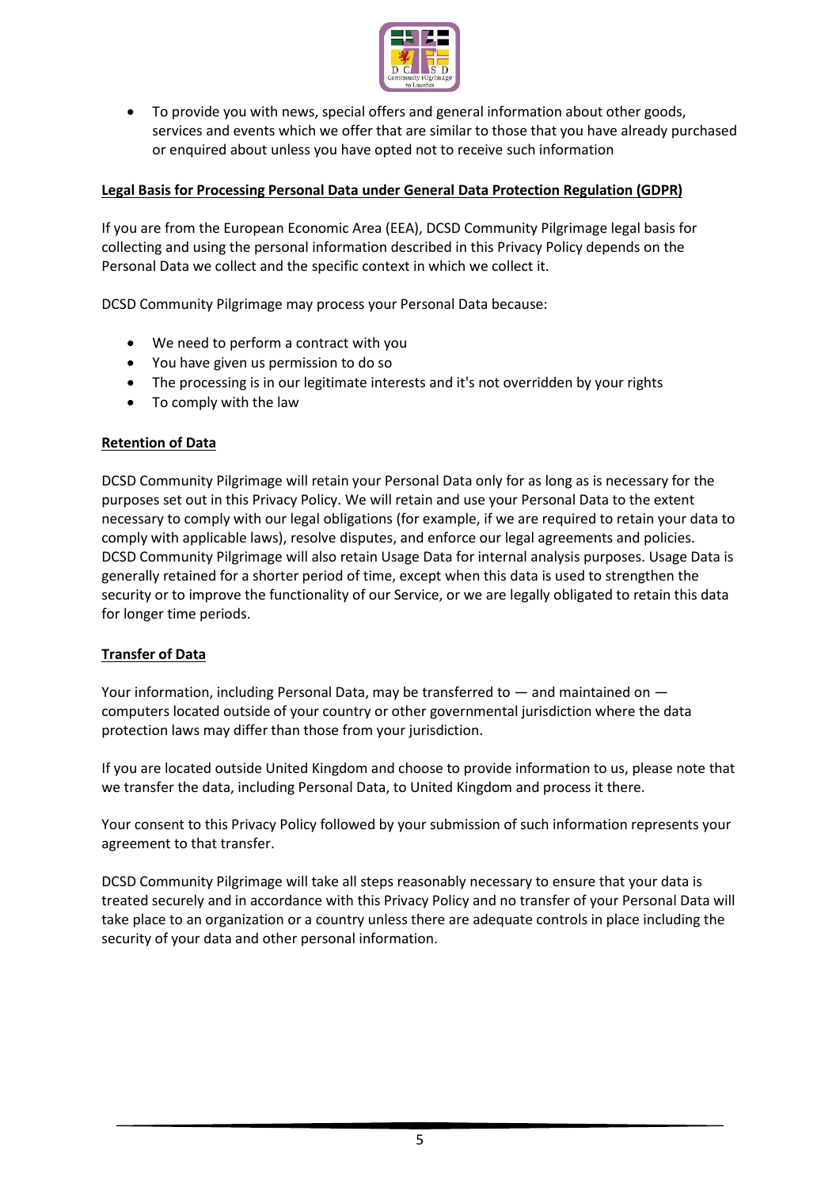- To provide you with news, special offers and general information about other goods, services and events which we offer that are similar to those that you have already purchased or enquired about unless you have opted not to receive such information

**Legal Basis for Processing Personal Data under General Data Protection Regulation (GDPR)**

If you are from the European Economic Area (EEA), DCSD Community Pilgrimage legal basis for collecting and using the personal information described in this Privacy Policy depends on the Personal Data we collect and the specific context in which we collect it.

DCSD Community Pilgrimage may process your Personal Data because:

- We need to perform a contract with you
- You have given us permission to do so
- The processing is in our legitimate interests and it's not overridden by your rights
- To comply with the law

**Retention of Data**

DCSD Community Pilgrimage will retain your Personal Data only for as long as is necessary for the purposes set out in this Privacy Policy. We will retain and use your Personal Data to the extent necessary to comply with our legal obligations (for example, if we are required to retain your data to comply with applicable laws), resolve disputes, and enforce our legal agreements and policies. DCSD Community Pilgrimage will also retain Usage Data for internal analysis purposes. Usage Data is generally retained for a shorter period of time, except when this data is used to strengthen the security or to improve the functionality of our Service, or we are legally obligated to retain this data for longer time periods.

**Transfer of Data**

Your information, including Personal Data, may be transferred to — and maintained on — computers located outside of your country or other governmental jurisdiction where the data protection laws may differ than those from your jurisdiction.

If you are located outside United Kingdom and choose to provide information to us, please note that we transfer the data, including Personal Data, to United Kingdom and process it there.

Your consent to this Privacy Policy followed by your submission of such information represents your agreement to that transfer.

DCSD Community Pilgrimage will take all steps reasonably necessary to ensure that your data is treated securely and in accordance with this Privacy Policy and no transfer of your Personal Data will take place to an organization or a country unless there are adequate controls in place including the security of your data and other personal information.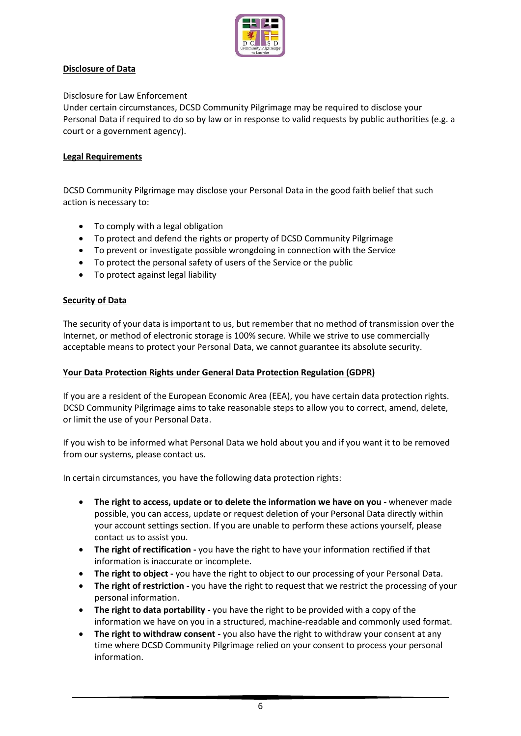## Disclosure of Data

Disclosure for Law Enforcement
Under certain circumstances, DCSD Community Pilgrimage may be required to disclose your Personal Data if required to do so by law or in response to valid requests by public authorities (e.g. a court or a government agency).

## Legal Requirements

DCSD Community Pilgrimage may disclose your Personal Data in the good faith belief that such action is necessary to:

- To comply with a legal obligation
- To protect and defend the rights or property of DCSD Community Pilgrimage
- To prevent or investigate possible wrongdoing in connection with the Service
- To protect the personal safety of users of the Service or the public
- To protect against legal liability

## Security of Data

The security of your data is important to us, but remember that no method of transmission over the Internet, or method of electronic storage is 100% secure. While we strive to use commercially acceptable means to protect your Personal Data, we cannot guarantee its absolute security.

## Your Data Protection Rights under General Data Protection Regulation (GDPR)

If you are a resident of the European Economic Area (EEA), you have certain data protection rights. DCSD Community Pilgrimage aims to take reasonable steps to allow you to correct, amend, delete, or limit the use of your Personal Data.

If you wish to be informed what Personal Data we hold about you and if you want it to be removed from our systems, please contact us.

In certain circumstances, you have the following data protection rights:

- **The right to access, update or to delete the information we have on you -** whenever made possible, you can access, update or request deletion of your Personal Data directly within your account settings section. If you are unable to perform these actions yourself, please contact us to assist you.
- **The right of rectification -** you have the right to have your information rectified if that information is inaccurate or incomplete.
- **The right to object -** you have the right to object to our processing of your Personal Data.
- **The right of restriction -** you have the right to request that we restrict the processing of your personal information.
- **The right to data portability -** you have the right to be provided with a copy of the information we have on you in a structured, machine-readable and commonly used format.
- **The right to withdraw consent -** you also have the right to withdraw your consent at any time where DCSD Community Pilgrimage relied on your consent to process your personal information.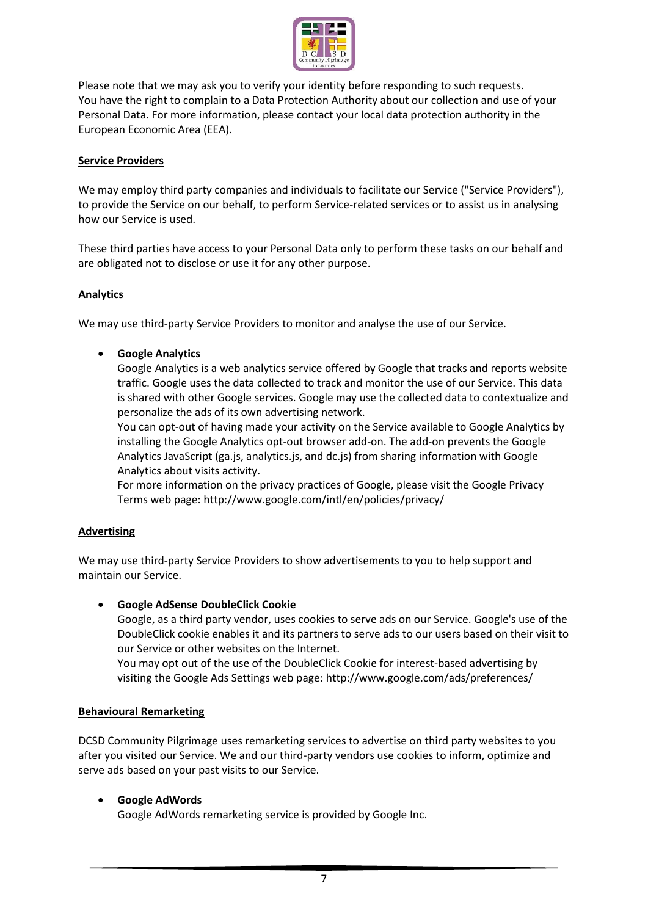Please note that we may ask you to verify your identity before responding to such requests.
You have the right to complain to a Data Protection Authority about our collection and use of your Personal Data. For more information, please contact your local data protection authority in the European Economic Area (EEA).

## Service Providers

We may employ third party companies and individuals to facilitate our Service ("Service Providers"), to provide the Service on our behalf, to perform Service-related services or to assist us in analysing how our Service is used.

These third parties have access to your Personal Data only to perform these tasks on our behalf and are obligated not to disclose or use it for any other purpose.

### Analytics

We may use third-party Service Providers to monitor and analyse the use of our Service.

- **Google Analytics**
  Google Analytics is a web analytics service offered by Google that tracks and reports website traffic. Google uses the data collected to track and monitor the use of our Service. This data is shared with other Google services. Google may use the collected data to contextualize and personalize the ads of its own advertising network.
  You can opt-out of having made your activity on the Service available to Google Analytics by installing the Google Analytics opt-out browser add-on. The add-on prevents the Google Analytics JavaScript (ga.js, analytics.js, and dc.js) from sharing information with Google Analytics about visits activity.
  For more information on the privacy practices of Google, please visit the Google Privacy Terms web page: http://www.google.com/intl/en/policies/privacy/

## Advertising

We may use third-party Service Providers to show advertisements to you to help support and maintain our Service.

- **Google AdSense DoubleClick Cookie**
  Google, as a third party vendor, uses cookies to serve ads on our Service. Google's use of the DoubleClick cookie enables it and its partners to serve ads to our users based on their visit to our Service or other websites on the Internet.
  You may opt out of the use of the DoubleClick Cookie for interest-based advertising by visiting the Google Ads Settings web page: http://www.google.com/ads/preferences/

## Behavioural Remarketing

DCSD Community Pilgrimage uses remarketing services to advertise on third party websites to you after you visited our Service. We and our third-party vendors use cookies to inform, optimize and serve ads based on your past visits to our Service.

- **Google AdWords**
  Google AdWords remarketing service is provided by Google Inc.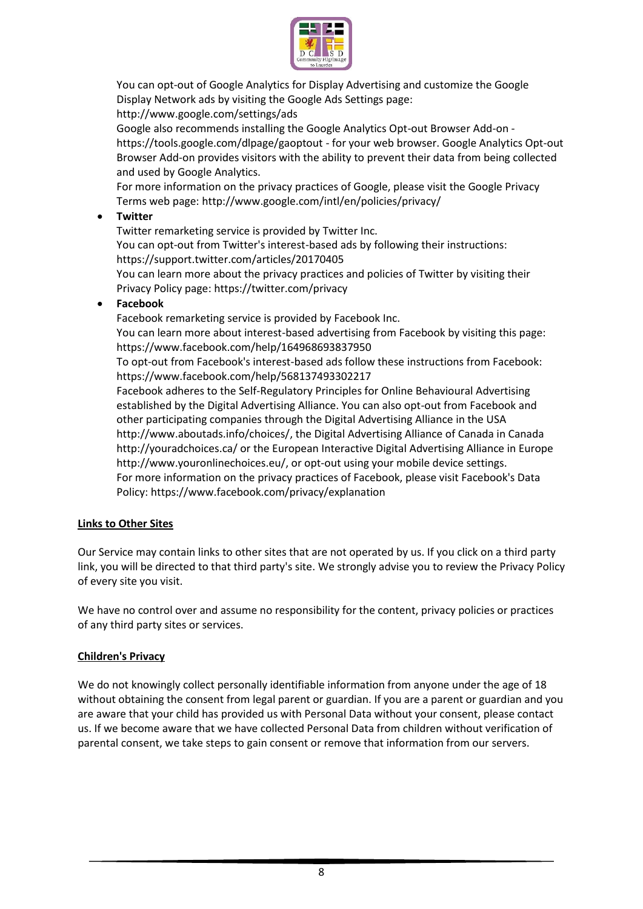You can opt-out of Google Analytics for Display Advertising and customize the Google Display Network ads by visiting the Google Ads Settings page: http://www.google.com/settings/ads
Google also recommends installing the Google Analytics Opt-out Browser Add-on - https://tools.google.com/dlpage/gaoptout - for your web browser. Google Analytics Opt-out Browser Add-on provides visitors with the ability to prevent their data from being collected and used by Google Analytics.
For more information on the privacy practices of Google, please visit the Google Privacy Terms web page: http://www.google.com/intl/en/policies/privacy/

- **Twitter**
  Twitter remarketing service is provided by Twitter Inc.
  You can opt-out from Twitter's interest-based ads by following their instructions: https://support.twitter.com/articles/20170405
  You can learn more about the privacy practices and policies of Twitter by visiting their Privacy Policy page: https://twitter.com/privacy
- **Facebook**
  Facebook remarketing service is provided by Facebook Inc.
  You can learn more about interest-based advertising from Facebook by visiting this page: https://www.facebook.com/help/164968693837950
  To opt-out from Facebook's interest-based ads follow these instructions from Facebook: https://www.facebook.com/help/568137493302217
  Facebook adheres to the Self-Regulatory Principles for Online Behavioural Advertising established by the Digital Advertising Alliance. You can also opt-out from Facebook and other participating companies through the Digital Advertising Alliance in the USA http://www.aboutads.info/choices/, the Digital Advertising Alliance of Canada in Canada http://youradchoices.ca/ or the European Interactive Digital Advertising Alliance in Europe http://www.youronlinechoices.eu/, or opt-out using your mobile device settings.
  For more information on the privacy practices of Facebook, please visit Facebook's Data Policy: https://www.facebook.com/privacy/explanation

## Links to Other Sites

Our Service may contain links to other sites that are not operated by us. If you click on a third party link, you will be directed to that third party's site. We strongly advise you to review the Privacy Policy of every site you visit.

We have no control over and assume no responsibility for the content, privacy policies or practices of any third party sites or services.

## Children's Privacy

We do not knowingly collect personally identifiable information from anyone under the age of 18 without obtaining the consent from legal parent or guardian. If you are a parent or guardian and you are aware that your child has provided us with Personal Data without your consent, please contact us. If we become aware that we have collected Personal Data from children without verification of parental consent, we take steps to gain consent or remove that information from our servers.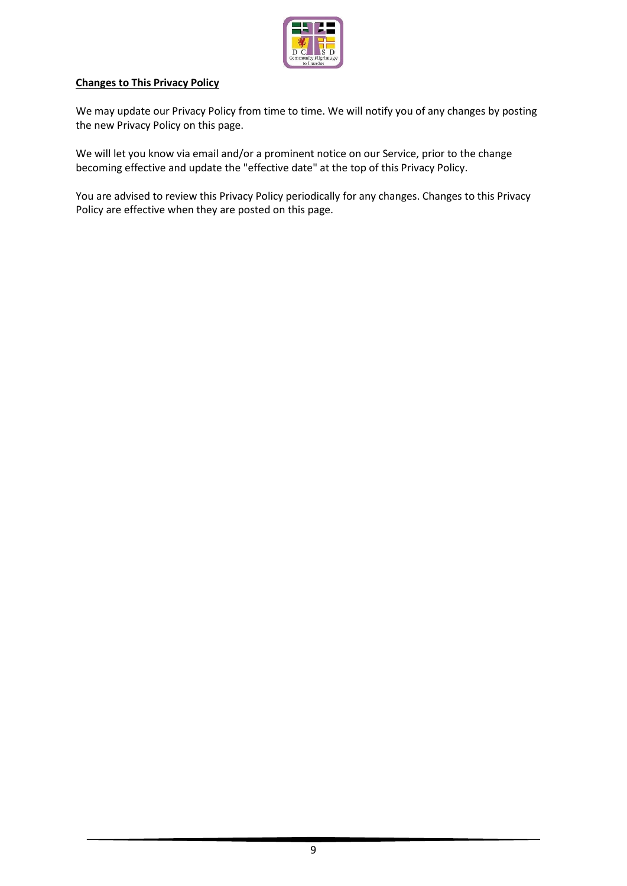**Changes to This Privacy Policy**

We may update our Privacy Policy from time to time. We will notify you of any changes by posting the new Privacy Policy on this page.

We will let you know via email and/or a prominent notice on our Service, prior to the change becoming effective and update the "effective date" at the top of this Privacy Policy.

You are advised to review this Privacy Policy periodically for any changes. Changes to this Privacy Policy are effective when they are posted on this page.